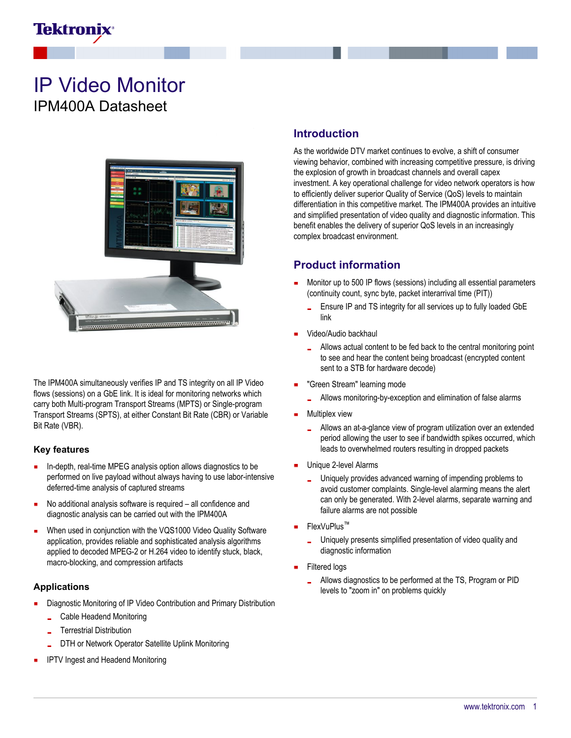# IP Video Monitor

## IPM400A Datasheet

The IPM400A simultaneously verifies IP and TS integrity on all IP Video flows (sessions) on a GbE link. It is ideal for monitoring networks which carry both Multi-program Transport Streams (MPTS) or Single-program Transport Streams (SPTS), at either Constant Bit Rate (CBR) or Variable Bit Rate (VBR).

### Key features

- In-depth, real-time MPEG analysis option allows diagnostics to be performed on live payload without always having to use labor-intensive deferred-time analysis of captured streams
- No additional analysis software is required – all confidence and diagnostic analysis can be carried out with the IPM400A
- When used in conjunction with the VQS1000 Video Quality Software application, provides reliable and sophisticated analysis algorithms applied to decoded MPEG-2 or H.264 video to identify stuck, black, macro-blocking, and compression artifacts

### Applications

- Diagnostic Monitoring of IP Video Contribution and Primary Distribution
  - Cable Headend Monitoring
  - Terrestrial Distribution
  - DTH or Network Operator Satellite Uplink Monitoring
- IPTV Ingest and Headend Monitoring

## Introduction

As the worldwide DTV market continues to evolve, a shift of consumer viewing behavior, combined with increasing competitive pressure, is driving the explosion of growth in broadcast channels and overall capex investment. A key operational challenge for video network operators is how to efficiently deliver superior Quality of Service (QoS) levels to maintain differentiation in this competitive market. The IPM400A provides an intuitive and simplified presentation of video quality and diagnostic information. This benefit enables the delivery of superior QoS levels in an increasingly complex broadcast environment.

## Product information

- Monitor up to 500 IP flows (sessions) including all essential parameters (continuity count, sync byte, packet interarrival time (PIT))
  - Ensure IP and TS integrity for all services up to fully loaded GbE link
- Video/Audio backhaul
  - Allows actual content to be fed back to the central monitoring point to see and hear the content being broadcast (encrypted content sent to a STB for hardware decode)
- "Green Stream" learning mode
  - Allows monitoring-by-exception and elimination of false alarms
- Multiplex view
  - Allows an at-a-glance view of program utilization over an extended period allowing the user to see if bandwidth spikes occurred, which leads to overwhelmed routers resulting in dropped packets
- Unique 2-level Alarms
  - Uniquely provides advanced warning of impending problems to avoid customer complaints. Single-level alarming means the alert can only be generated. With 2-level alarms, separate warning and failure alarms are not possible
- FlexVuPlus™
  - Uniquely presents simplified presentation of video quality and diagnostic information
- Filtered logs
  - Allows diagnostics to be performed at the TS, Program or PID levels to "zoom in" on problems quickly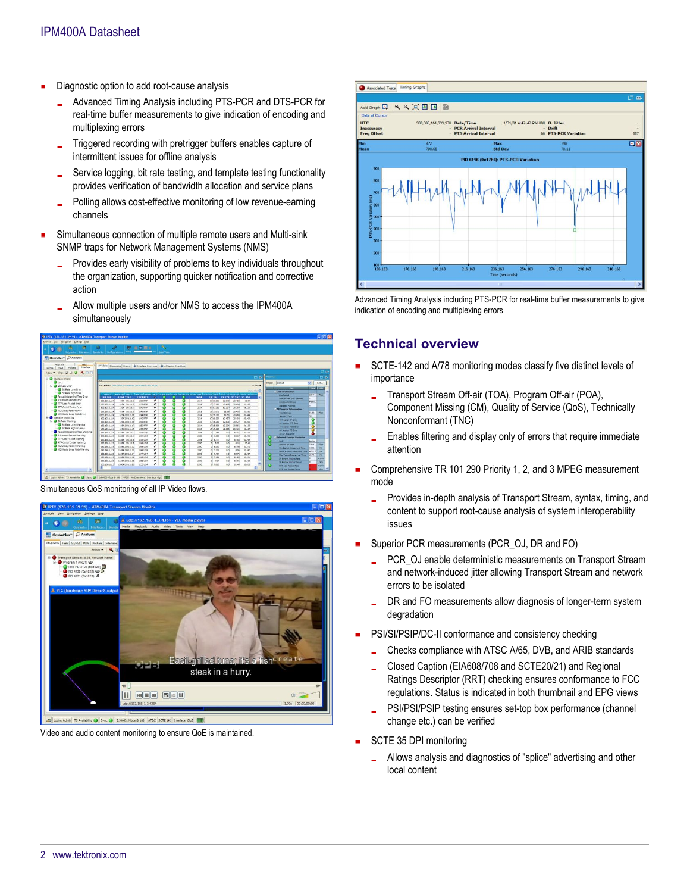- Diagnostic option to add root-cause analysis
  - Advanced Timing Analysis including PTS-PCR and DTS-PCR for real-time buffer measurements to give indication of encoding and multiplexing errors
  - Triggered recording with pretrigger buffers enables capture of intermittent issues for offline analysis
  - Service logging, bit rate testing, and template testing functionality provides verification of bandwidth allocation and service plans
  - Polling allows cost-effective monitoring of low revenue-earning channels
- Simultaneous connection of multiple remote users and Multi-sink SNMP traps for Network Management Systems (NMS)
  - Provides early visibility of problems to key individuals throughout the organization, supporting quicker notification and corrective action
  - Allow multiple users and/or NMS to access the IPM400A simultaneously

Simultaneous QoS monitoring of all IP Video flows.

Video and audio content monitoring to ensure QoE is maintained.

Advanced Timing Analysis including PTS-PCR for real-time buffer measurements to give indication of encoding and multiplexing errors

## Technical overview

- SCTE-142 and A/78 monitoring modes classify five distinct levels of importance
  - Transport Stream Off-air (TOA), Program Off-air (POA), Component Missing (CM), Quality of Service (QoS), Technically Nonconformant (TNC)
  - Enables filtering and display only of errors that require immediate attention
- Comprehensive TR 101 290 Priority 1, 2, and 3 MPEG measurement mode
  - Provides in-depth analysis of Transport Stream, syntax, timing, and content to support root-cause analysis of system interoperability issues
- Superior PCR measurements (PCR_OJ, DR and FO)
  - PCR_OJ enable deterministic measurements on Transport Stream and network-induced jitter allowing Transport Stream and network errors to be isolated
  - DR and FO measurements allow diagnosis of longer-term system degradation
- PSI/SI/PSIP/DC-II conformance and consistency checking
  - Checks compliance with ATSC A/65, DVB, and ARIB standards
  - Closed Caption (EIA608/708 and SCTE20/21) and Regional Ratings Descriptor (RRT) checking ensures conformance to FCC regulations. Status is indicated in both thumbnail and EPG views
  - PSI/PSI/PSIP testing ensures set-top box performance (channel change etc.) can be verified
- SCTE 35 DPI monitoring
  - Allows analysis and diagnostics of "splice" advertising and other local content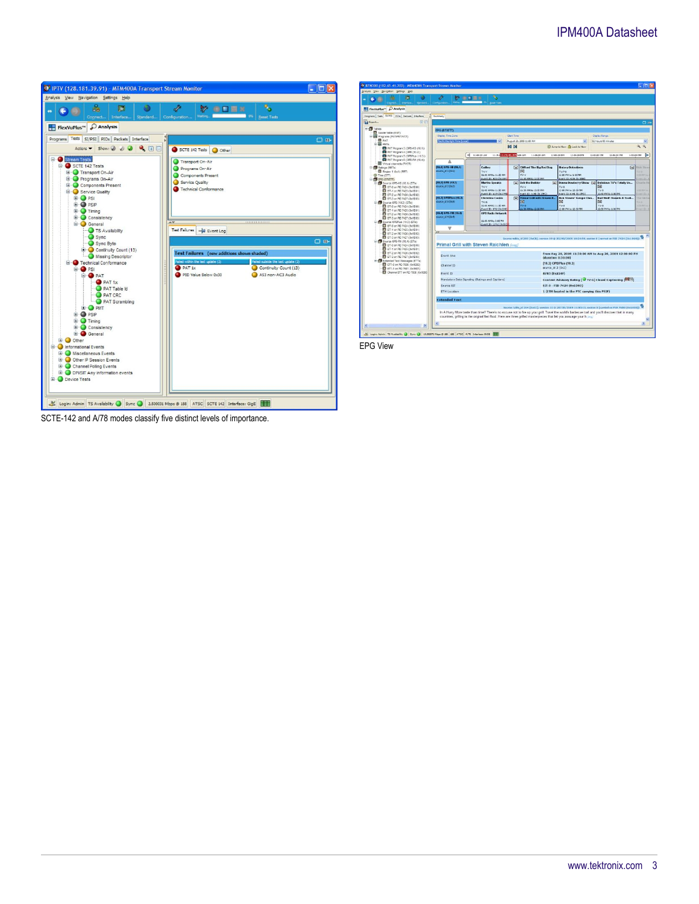SCTE-142 and A/78 modes classify five distinct levels of importance.

EPG View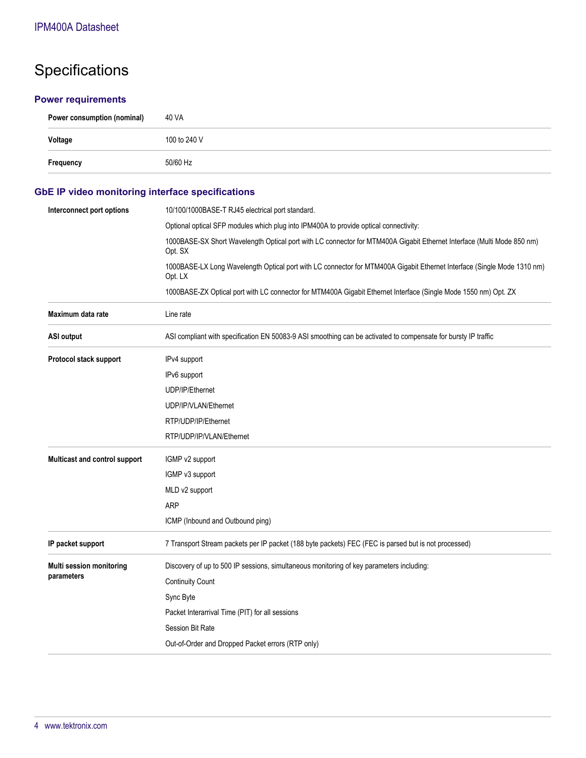# Specifications

## Power requirements

| | |
|---|---|
| **Power consumption (nominal)** | 40 VA |
| **Voltage** | 100 to 240 V |
| **Frequency** | 50/60 Hz |

## GbE IP video monitoring interface specifications

| | |
|---|---|
| **Interconnect port options** | 10/100/1000BASE-T RJ45 electrical port standard. |
| | Optional optical SFP modules which plug into IPM400A to provide optical connectivity: |
| | 1000BASE-SX Short Wavelength Optical port with LC connector for MTM400A Gigabit Ethernet Interface (Multi Mode 850 nm) Opt. SX |
| | 1000BASE-LX Long Wavelength Optical port with LC connector for MTM400A Gigabit Ethernet Interface (Single Mode 1310 nm) Opt. LX |
| | 1000BASE-ZX Optical port with LC connector for MTM400A Gigabit Ethernet Interface (Single Mode 1550 nm) Opt. ZX |
| **Maximum data rate** | Line rate |
| **ASI output** | ASI compliant with specification EN 50083-9 ASI smoothing can be activated to compensate for bursty IP traffic |
| **Protocol stack support** | IPv4 support |
| | IPv6 support |
| | UDP/IP/Ethernet |
| | UDP/IP/VLAN/Ethernet |
| | RTP/UDP/IP/Ethernet |
| | RTP/UDP/IP/VLAN/Ethernet |
| **Multicast and control support** | IGMP v2 support |
| | IGMP v3 support |
| | MLD v2 support |
| | ARP |
| | ICMP (Inbound and Outbound ping) |
| **IP packet support** | 7 Transport Stream packets per IP packet (188 byte packets) FEC (FEC is parsed but is not processed) |
| **Multi session monitoring parameters** | Discovery of up to 500 IP sessions, simultaneous monitoring of key parameters including: |
| | Continuity Count |
| | Sync Byte |
| | Packet Interarrival Time (PIT) for all sessions |
| | Session Bit Rate |
| | Out-of-Order and Dropped Packet errors (RTP only) |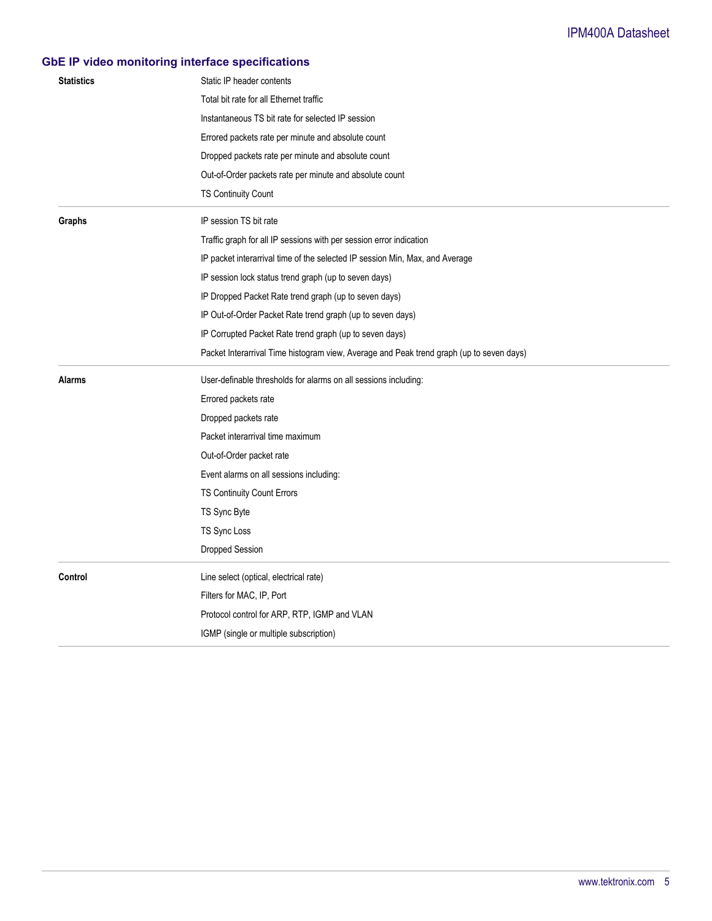## GbE IP video monitoring interface specifications

| | |
|---|---|
| **Statistics** | Static IP header contents |
| | Total bit rate for all Ethernet traffic |
| | Instantaneous TS bit rate for selected IP session |
| | Errored packets rate per minute and absolute count |
| | Dropped packets rate per minute and absolute count |
| | Out-of-Order packets rate per minute and absolute count |
| | TS Continuity Count |
| **Graphs** | IP session TS bit rate |
| | Traffic graph for all IP sessions with per session error indication |
| | IP packet interarrival time of the selected IP session Min, Max, and Average |
| | IP session lock status trend graph (up to seven days) |
| | IP Dropped Packet Rate trend graph (up to seven days) |
| | IP Out-of-Order Packet Rate trend graph (up to seven days) |
| | IP Corrupted Packet Rate trend graph (up to seven days) |
| | Packet Interarrival Time histogram view, Average and Peak trend graph (up to seven days) |
| **Alarms** | User-definable thresholds for alarms on all sessions including: |
| | Errored packets rate |
| | Dropped packets rate |
| | Packet interarrival time maximum |
| | Out-of-Order packet rate |
| | Event alarms on all sessions including: |
| | TS Continuity Count Errors |
| | TS Sync Byte |
| | TS Sync Loss |
| | Dropped Session |
| **Control** | Line select (optical, electrical rate) |
| | Filters for MAC, IP, Port |
| | Protocol control for ARP, RTP, IGMP and VLAN |
| | IGMP (single or multiple subscription) |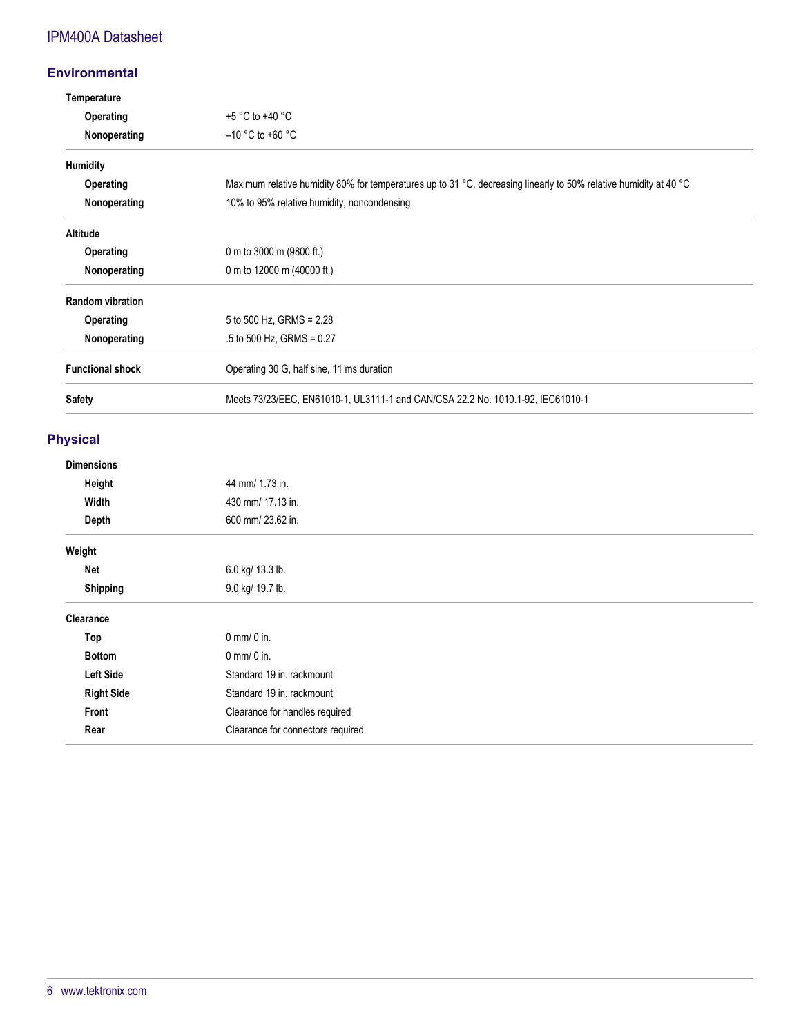## Environmental

| | |
|---|---|
| **Temperature** | |
| **Operating** | +5 °C to +40 °C |
| **Nonoperating** | –10 °C to +60 °C |
| **Humidity** | |
| **Operating** | Maximum relative humidity 80% for temperatures up to 31 °C, decreasing linearly to 50% relative humidity at 40 °C |
| **Nonoperating** | 10% to 95% relative humidity, noncondensing |
| **Altitude** | |
| **Operating** | 0 m to 3000 m (9800 ft.) |
| **Nonoperating** | 0 m to 12000 m (40000 ft.) |
| **Random vibration** | |
| **Operating** | 5 to 500 Hz, GRMS = 2.28 |
| **Nonoperating** | .5 to 500 Hz, GRMS = 0.27 |
| **Functional shock** | Operating 30 G, half sine, 11 ms duration |
| **Safety** | Meets 73/23/EEC, EN61010-1, UL3111-1 and CAN/CSA 22.2 No. 1010.1-92, IEC61010-1 |

## Physical

| | |
|---|---|
| **Dimensions** | |
| **Height** | 44 mm/ 1.73 in. |
| **Width** | 430 mm/ 17.13 in. |
| **Depth** | 600 mm/ 23.62 in. |
| **Weight** | |
| **Net** | 6.0 kg/ 13.3 lb. |
| **Shipping** | 9.0 kg/ 19.7 lb. |
| **Clearance** | |
| **Top** | 0 mm/ 0 in. |
| **Bottom** | 0 mm/ 0 in. |
| **Left Side** | Standard 19 in. rackmount |
| **Right Side** | Standard 19 in. rackmount |
| **Front** | Clearance for handles required |
| **Rear** | Clearance for connectors required |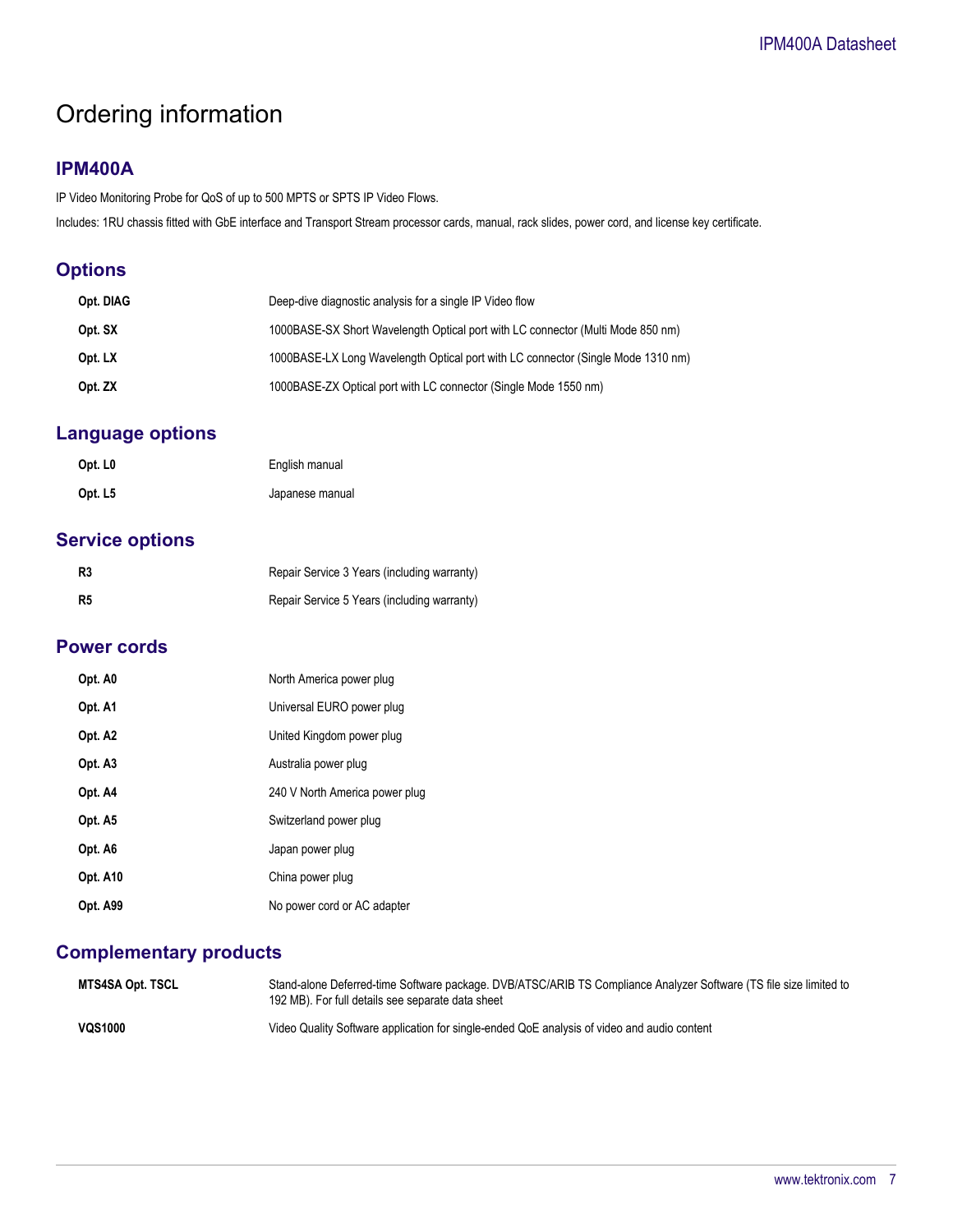# Ordering information

## IPM400A

IP Video Monitoring Probe for QoS of up to 500 MPTS or SPTS IP Video Flows.

Includes: 1RU chassis fitted with GbE interface and Transport Stream processor cards, manual, rack slides, power cord, and license key certificate.

## Options

| | |
|---|---|
| **Opt. DIAG** | Deep-dive diagnostic analysis for a single IP Video flow |
| **Opt. SX** | 1000BASE-SX Short Wavelength Optical port with LC connector (Multi Mode 850 nm) |
| **Opt. LX** | 1000BASE-LX Long Wavelength Optical port with LC connector (Single Mode 1310 nm) |
| **Opt. ZX** | 1000BASE-ZX Optical port with LC connector (Single Mode 1550 nm) |

## Language options

| | |
|---|---|
| **Opt. L0** | English manual |
| **Opt. L5** | Japanese manual |

## Service options

| | |
|---|---|
| **R3** | Repair Service 3 Years (including warranty) |
| **R5** | Repair Service 5 Years (including warranty) |

## Power cords

| | |
|---|---|
| **Opt. A0** | North America power plug |
| **Opt. A1** | Universal EURO power plug |
| **Opt. A2** | United Kingdom power plug |
| **Opt. A3** | Australia power plug |
| **Opt. A4** | 240 V North America power plug |
| **Opt. A5** | Switzerland power plug |
| **Opt. A6** | Japan power plug |
| **Opt. A10** | China power plug |
| **Opt. A99** | No power cord or AC adapter |

## Complementary products

| | |
|---|---|
| **MTS4SA Opt. TSCL** | Stand-alone Deferred-time Software package. DVB/ATSC/ARIB TS Compliance Analyzer Software (TS file size limited to 192 MB). For full details see separate data sheet |
| **VQS1000** | Video Quality Software application for single-ended QoE analysis of video and audio content |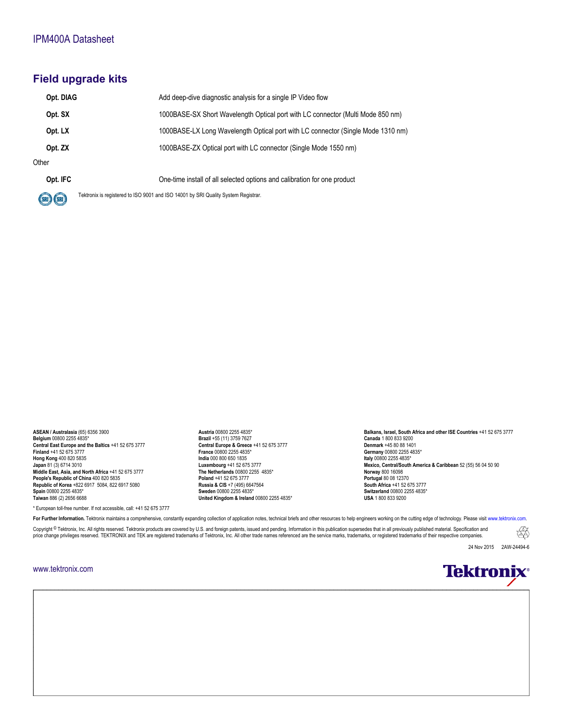## Field upgrade kits

| | |
|---|---|
| **Opt. DIAG** | Add deep-dive diagnostic analysis for a single IP Video flow |
| **Opt. SX** | 1000BASE-SX Short Wavelength Optical port with LC connector (Multi Mode 850 nm) |
| **Opt. LX** | 1000BASE-LX Long Wavelength Optical port with LC connector (Single Mode 1310 nm) |
| **Opt. ZX** | 1000BASE-ZX Optical port with LC connector (Single Mode 1550 nm) |

Other

| | |
|---|---|
| **Opt. IFC** | One-time install of all selected options and calibration for one product |

Tektronix is registered to ISO 9001 and ISO 14001 by SRI Quality System Registrar.

**ASEAN / Australasia** (65) 6356 3900
**Belgium** 00800 2255 4835*
**Central East Europe and the Baltics** +41 52 675 3777
**Finland** +41 52 675 3777
**Hong Kong** 400 820 5835
**Japan** 81 (3) 6714 3010
**Middle East, Asia, and North Africa** +41 52 675 3777
**People's Republic of China** 400 820 5835
**Republic of Korea** +822 6917 5084, 822 6917 5080
**Spain** 00800 2255 4835*
**Taiwan** 886 (2) 2656 6688

**Austria** 00800 2255 4835*
**Brazil** +55 (11) 3759 7627
**Central Europe & Greece** +41 52 675 3777
**France** 00800 2255 4835*
**India** 000 800 650 1835
**Luxembourg** +41 52 675 3777
**The Netherlands** 00800 2255 4835*
**Poland** +41 52 675 3777
**Russia & CIS** +7 (495) 6647564
**Sweden** 00800 2255 4835*
**United Kingdom & Ireland** 00800 2255 4835*

**Balkans, Israel, South Africa and other ISE Countries** +41 52 675 3777
**Canada** 1 800 833 9200
**Denmark** +45 80 88 1401
**Germany** 00800 2255 4835*
**Italy** 00800 2255 4835*
**Mexico, Central/South America & Caribbean** 52 (55) 56 04 50 90
**Norway** 800 16098
**Portugal** 80 08 12370
**South Africa** +41 52 675 3777
**Switzerland** 00800 2255 4835*
**USA** 1 800 833 9200

* European toll-free number. If not accessible, call: +41 52 675 3777

**For Further Information.** Tektronix maintains a comprehensive, constantly expanding collection of application notes, technical briefs and other resources to help engineers working on the cutting edge of technology. Please visit www.tektronix.com.

Copyright © Tektronix, Inc. All rights reserved. Tektronix products are covered by U.S. and foreign patents, issued and pending. Information in this publication supersedes that in all previously published material. Specification and price change privileges reserved. TEKTRONIX and TEK are registered trademarks of Tektronix, Inc. All other trade names referenced are the service marks, trademarks, or registered trademarks of their respective companies.

24 Nov 2015 2AW-24494-6

www.tektronix.com